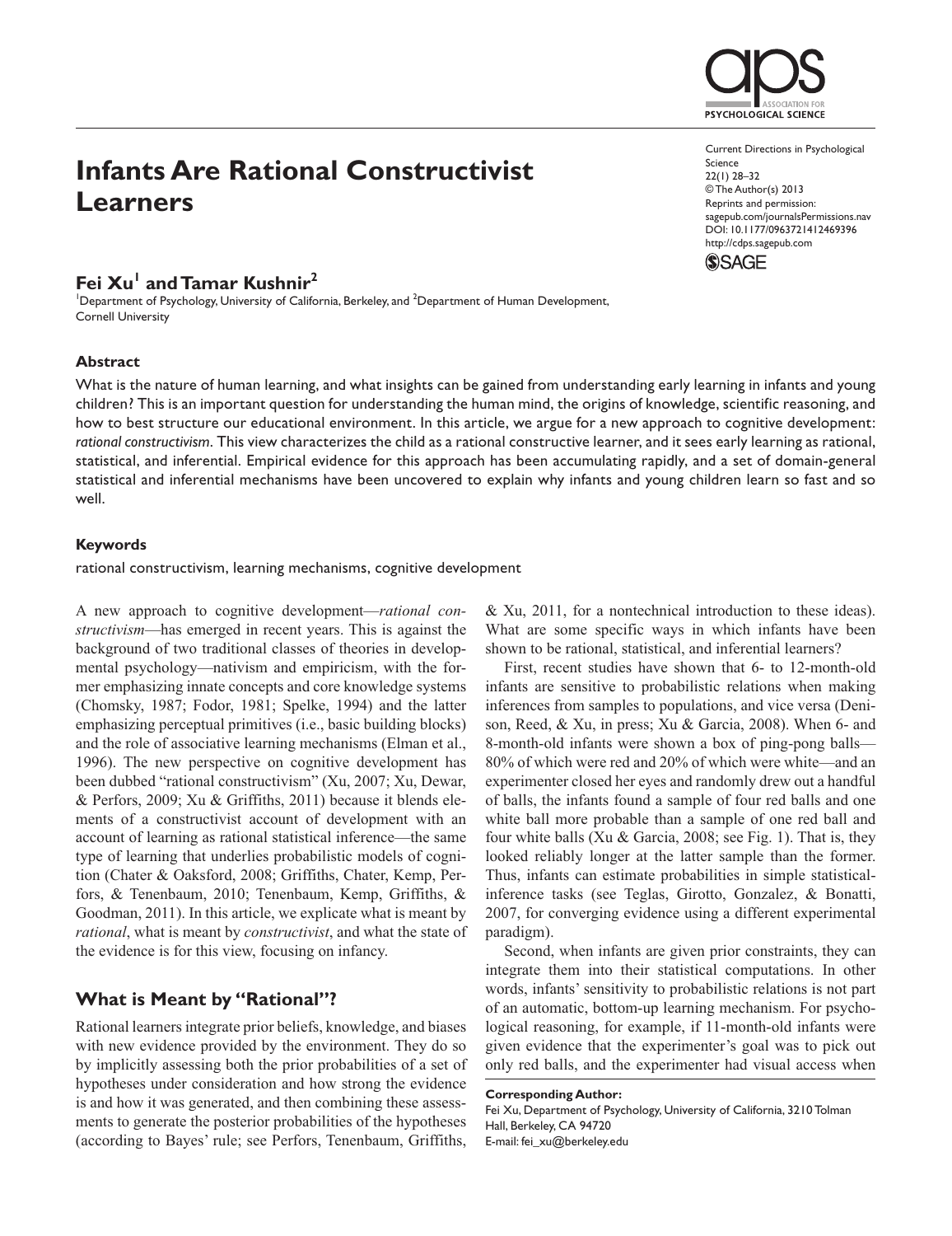# Infants Are Rational Constructivist Learners

**Fei Xu[1] and Tamar Kushnir[2]**

[1]Department of Psychology, University of California, Berkeley, and [2]Department of Human Development, Cornell University

Current Directions in Psychological Science
22(1) 28–32
© The Author(s) 2013
Reprints and permission: sagepub.com/journalsPermissions.nav
DOI: 10.1177/0963721412469396
http://cdps.sagepub.com

### Abstract

What is the nature of human learning, and what insights can be gained from understanding early learning in infants and young children? This is an important question for understanding the human mind, the origins of knowledge, scientific reasoning, and how to best structure our educational environment. In this article, we argue for a new approach to cognitive development: *rational constructivism*. This view characterizes the child as a rational constructive learner, and it sees early learning as rational, statistical, and inferential. Empirical evidence for this approach has been accumulating rapidly, and a set of domain-general statistical and inferential mechanisms have been uncovered to explain why infants and young children learn so fast and so well.

### Keywords

rational constructivism, learning mechanisms, cognitive development

A new approach to cognitive development—*rational constructivism*—has emerged in recent years. This is against the background of two traditional classes of theories in developmental psychology—nativism and empiricism, with the former emphasizing innate concepts and core knowledge systems (Chomsky, 1987; Fodor, 1981; Spelke, 1994) and the latter emphasizing perceptual primitives (i.e., basic building blocks) and the role of associative learning mechanisms (Elman et al., 1996). The new perspective on cognitive development has been dubbed "rational constructivism" (Xu, 2007; Xu, Dewar, & Perfors, 2009; Xu & Griffiths, 2011) because it blends elements of a constructivist account of development with an account of learning as rational statistical inference—the same type of learning that underlies probabilistic models of cognition (Chater & Oaksford, 2008; Griffiths, Chater, Kemp, Perfors, & Tenenbaum, 2010; Tenenbaum, Kemp, Griffiths, & Goodman, 2011). In this article, we explicate what is meant by *rational*, what is meant by *constructivist*, and what the state of the evidence is for this view, focusing on infancy.

## What is Meant by "Rational"?

Rational learners integrate prior beliefs, knowledge, and biases with new evidence provided by the environment. They do so by implicitly assessing both the prior probabilities of a set of hypotheses under consideration and how strong the evidence is and how it was generated, and then combining these assessments to generate the posterior probabilities of the hypotheses (according to Bayes' rule; see Perfors, Tenenbaum, Griffiths, & Xu, 2011, for a nontechnical introduction to these ideas). What are some specific ways in which infants have been shown to be rational, statistical, and inferential learners?

First, recent studies have shown that 6- to 12-month-old infants are sensitive to probabilistic relations when making inferences from samples to populations, and vice versa (Denison, Reed, & Xu, in press; Xu & Garcia, 2008). When 6- and 8-month-old infants were shown a box of ping-pong balls—80% of which were red and 20% of which were white—and an experimenter closed her eyes and randomly drew out a handful of balls, the infants found a sample of four red balls and one white ball more probable than a sample of one red ball and four white balls (Xu & Garcia, 2008; see Fig. 1). That is, they looked reliably longer at the latter sample than the former. Thus, infants can estimate probabilities in simple statistical-inference tasks (see Teglas, Girotto, Gonzalez, & Bonatti, 2007, for converging evidence using a different experimental paradigm).

Second, when infants are given prior constraints, they can integrate them into their statistical computations. In other words, infants' sensitivity to probabilistic relations is not part of an automatic, bottom-up learning mechanism. For psychological reasoning, for example, if 11-month-old infants were given evidence that the experimenter's goal was to pick out only red balls, and the experimenter had visual access when

**Corresponding Author:**
Fei Xu, Department of Psychology, University of California, 3210 Tolman Hall, Berkeley, CA 94720
E-mail: fei_xu@berkeley.edu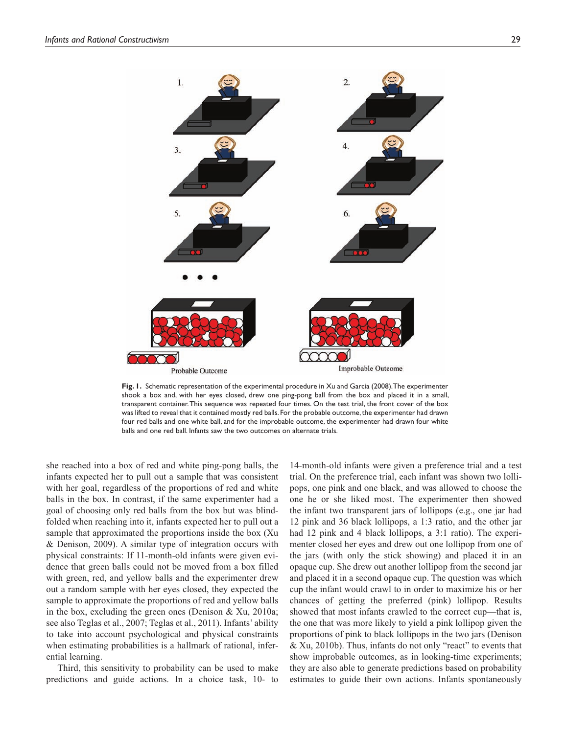Fig. 1. Schematic representation of the experimental procedure in Xu and Garcia (2008). The experimenter shook a box and, with her eyes closed, drew one ping-pong ball from the box and placed it in a small, transparent container. This sequence was repeated four times. On the test trial, the front cover of the box was lifted to reveal that it contained mostly red balls. For the probable outcome, the experimenter had drawn four red balls and one white ball, and for the improbable outcome, the experimenter had drawn four white balls and one red ball. Infants saw the two outcomes on alternate trials.

she reached into a box of red and white ping-pong balls, the infants expected her to pull out a sample that was consistent with her goal, regardless of the proportions of red and white balls in the box. In contrast, if the same experimenter had a goal of choosing only red balls from the box but was blindfolded when reaching into it, infants expected her to pull out a sample that approximated the proportions inside the box (Xu & Denison, 2009). A similar type of integration occurs with physical constraints: If 11-month-old infants were given evidence that green balls could not be moved from a box filled with green, red, and yellow balls and the experimenter drew out a random sample with her eyes closed, they expected the sample to approximate the proportions of red and yellow balls in the box, excluding the green ones (Denison & Xu, 2010a; see also Teglas et al., 2007; Teglas et al., 2011). Infants' ability to take into account psychological and physical constraints when estimating probabilities is a hallmark of rational, inferential learning.

Third, this sensitivity to probability can be used to make predictions and guide actions. In a choice task, 10- to 14-month-old infants were given a preference trial and a test trial. On the preference trial, each infant was shown two lollipops, one pink and one black, and was allowed to choose the one he or she liked most. The experimenter then showed the infant two transparent jars of lollipops (e.g., one jar had 12 pink and 36 black lollipops, a 1:3 ratio, and the other jar had 12 pink and 4 black lollipops, a 3:1 ratio). The experimenter closed her eyes and drew out one lollipop from one of the jars (with only the stick showing) and placed it in an opaque cup. She drew out another lollipop from the second jar and placed it in a second opaque cup. The question was which cup the infant would crawl to in order to maximize his or her chances of getting the preferred (pink) lollipop. Results showed that most infants crawled to the correct cup—that is, the one that was more likely to yield a pink lollipop given the proportions of pink to black lollipops in the two jars (Denison & Xu, 2010b). Thus, infants do not only "react" to events that show improbable outcomes, as in looking-time experiments; they are also able to generate predictions based on probability estimates to guide their own actions. Infants spontaneously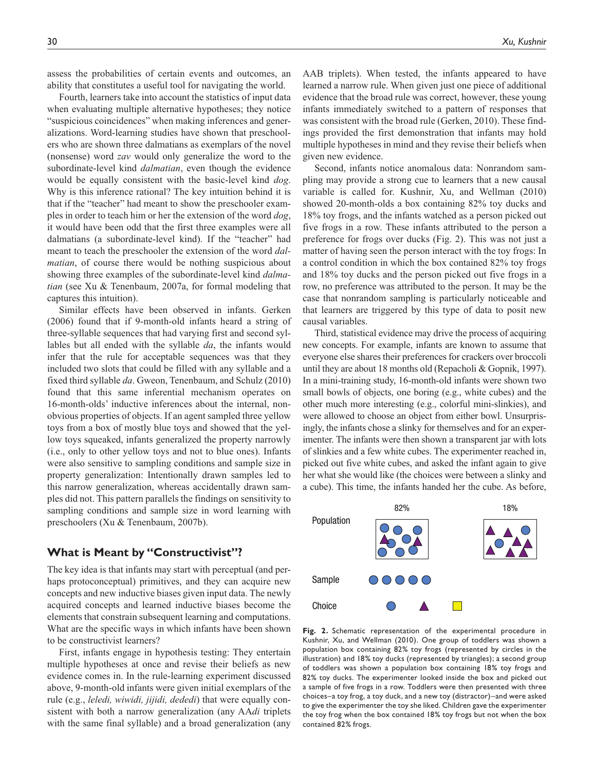assess the probabilities of certain events and outcomes, an ability that constitutes a useful tool for navigating the world.

Fourth, learners take into account the statistics of input data when evaluating multiple alternative hypotheses; they notice "suspicious coincidences" when making inferences and generalizations. Word-learning studies have shown that preschoolers who are shown three dalmatians as exemplars of the novel (nonsense) word *zav* would only generalize the word to the subordinate-level kind *dalmatian*, even though the evidence would be equally consistent with the basic-level kind *dog*. Why is this inference rational? The key intuition behind it is that if the "teacher" had meant to show the preschooler examples in order to teach him or her the extension of the word *dog*, it would have been odd that the first three examples were all dalmatians (a subordinate-level kind). If the "teacher" had meant to teach the preschooler the extension of the word *dalmatian*, of course there would be nothing suspicious about showing three examples of the subordinate-level kind *dalmatian* (see Xu & Tenenbaum, 2007a, for formal modeling that captures this intuition).

Similar effects have been observed in infants. Gerken (2006) found that if 9-month-old infants heard a string of three-syllable sequences that had varying first and second syllables but all ended with the syllable *da*, the infants would infer that the rule for acceptable sequences was that they included two slots that could be filled with any syllable and a fixed third syllable *da*. Gweon, Tenenbaum, and Schulz (2010) found that this same inferential mechanism operates on 16-month-olds' inductive inferences about the internal, nonobvious properties of objects. If an agent sampled three yellow toys from a box of mostly blue toys and showed that the yellow toys squeaked, infants generalized the property narrowly (i.e., only to other yellow toys and not to blue ones). Infants were also sensitive to sampling conditions and sample size in property generalization: Intentionally drawn samples led to this narrow generalization, whereas accidentally drawn samples did not. This pattern parallels the findings on sensitivity to sampling conditions and sample size in word learning with preschoolers (Xu & Tenenbaum, 2007b).

## What is Meant by "Constructivist"?

The key idea is that infants may start with perceptual (and perhaps protoconceptual) primitives, and they can acquire new concepts and new inductive biases given input data. The newly acquired concepts and learned inductive biases become the elements that constrain subsequent learning and computations. What are the specific ways in which infants have been shown to be constructivist learners?

First, infants engage in hypothesis testing: They entertain multiple hypotheses at once and revise their beliefs as new evidence comes in. In the rule-learning experiment discussed above, 9-month-old infants were given initial exemplars of the rule (e.g., *leledi, wiwidi, jijidi, dededi*) that were equally consistent with both a narrow generalization (any AA*di* triplets with the same final syllable) and a broad generalization (any AAB triplets). When tested, the infants appeared to have learned a narrow rule. When given just one piece of additional evidence that the broad rule was correct, however, these young infants immediately switched to a pattern of responses that was consistent with the broad rule (Gerken, 2010). These findings provided the first demonstration that infants may hold multiple hypotheses in mind and they revise their beliefs when given new evidence.

Second, infants notice anomalous data: Nonrandom sampling may provide a strong cue to learners that a new causal variable is called for. Kushnir, Xu, and Wellman (2010) showed 20-month-olds a box containing 82% toy ducks and 18% toy frogs, and the infants watched as a person picked out five frogs in a row. These infants attributed to the person a preference for frogs over ducks (Fig. 2). This was not just a matter of having seen the person interact with the toy frogs: In a control condition in which the box contained 82% toy frogs and 18% toy ducks and the person picked out five frogs in a row, no preference was attributed to the person. It may be the case that nonrandom sampling is particularly noticeable and that learners are triggered by this type of data to posit new causal variables.

Third, statistical evidence may drive the process of acquiring new concepts. For example, infants are known to assume that everyone else shares their preferences for crackers over broccoli until they are about 18 months old (Repacholi & Gopnik, 1997). In a mini-training study, 16-month-old infants were shown two small bowls of objects, one boring (e.g., white cubes) and the other much more interesting (e.g., colorful mini-slinkies), and were allowed to choose an object from either bowl. Unsurprisingly, the infants chose a slinky for themselves and for an experimenter. The infants were then shown a transparent jar with lots of slinkies and a few white cubes. The experimenter reached in, picked out five white cubes, and asked the infant again to give her what she would like (the choices were between a slinky and a cube). This time, the infants handed her the cube. As before,

**Fig. 2.** Schematic representation of the experimental procedure in Kushnir, Xu, and Wellman (2010). One group of toddlers was shown a population box containing 82% toy frogs (represented by circles in the illustration) and 18% toy ducks (represented by triangles); a second group of toddlers was shown a population box containing 18% toy frogs and 82% toy ducks. The experimenter looked inside the box and picked out a sample of five frogs in a row. Toddlers were then presented with three choices–a toy frog, a toy duck, and a new toy (distractor)–and were asked to give the experimenter the toy she liked. Children gave the experimenter the toy frog when the box contained 18% toy frogs but not when the box contained 82% frogs.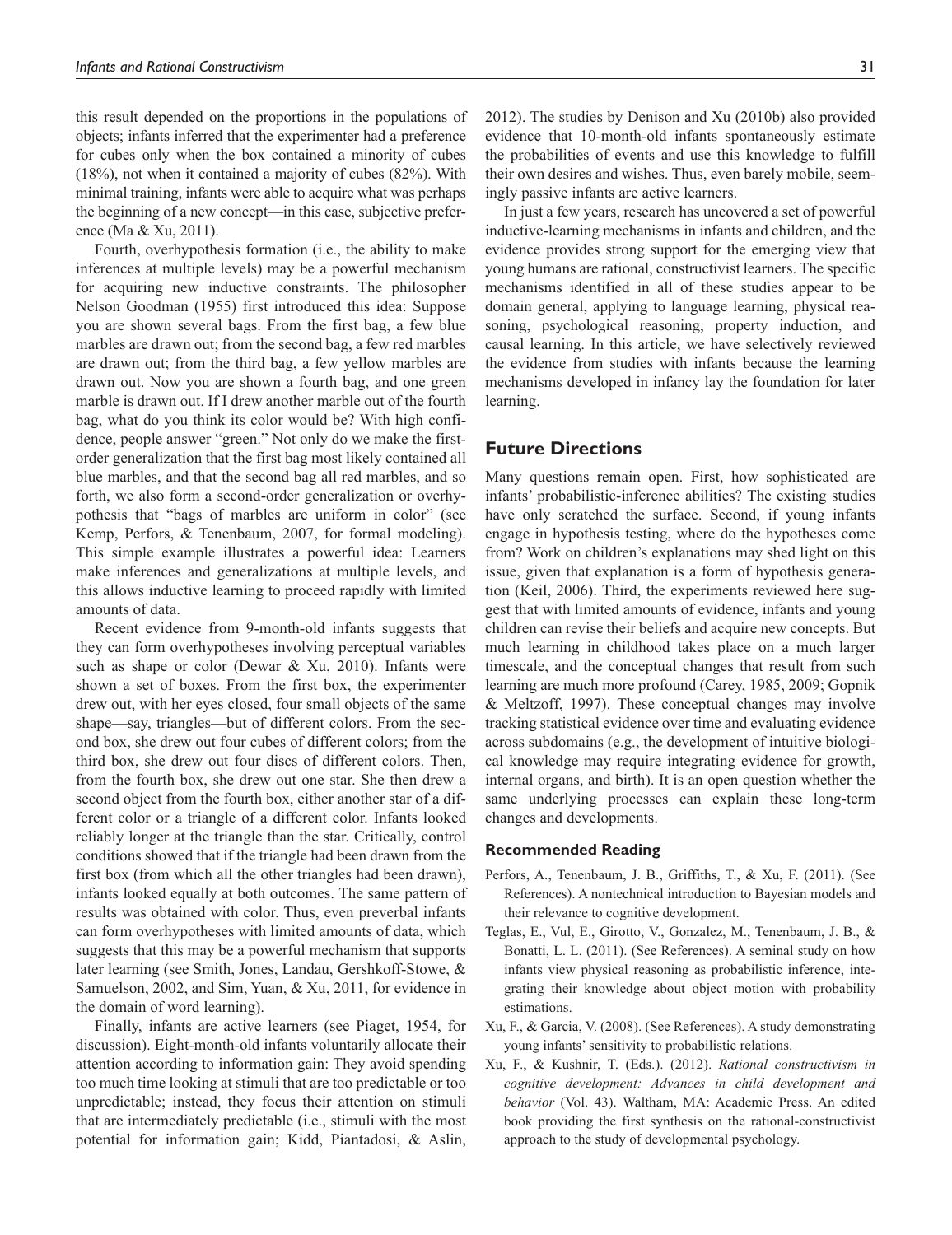this result depended on the proportions in the populations of objects; infants inferred that the experimenter had a preference for cubes only when the box contained a minority of cubes (18%), not when it contained a majority of cubes (82%). With minimal training, infants were able to acquire what was perhaps the beginning of a new concept—in this case, subjective preference (Ma & Xu, 2011).

Fourth, overhypothesis formation (i.e., the ability to make inferences at multiple levels) may be a powerful mechanism for acquiring new inductive constraints. The philosopher Nelson Goodman (1955) first introduced this idea: Suppose you are shown several bags. From the first bag, a few blue marbles are drawn out; from the second bag, a few red marbles are drawn out; from the third bag, a few yellow marbles are drawn out. Now you are shown a fourth bag, and one green marble is drawn out. If I drew another marble out of the fourth bag, what do you think its color would be? With high confidence, people answer "green." Not only do we make the first-order generalization that the first bag most likely contained all blue marbles, and that the second bag all red marbles, and so forth, we also form a second-order generalization or overhypothesis that "bags of marbles are uniform in color" (see Kemp, Perfors, & Tenenbaum, 2007, for formal modeling). This simple example illustrates a powerful idea: Learners make inferences and generalizations at multiple levels, and this allows inductive learning to proceed rapidly with limited amounts of data.

Recent evidence from 9-month-old infants suggests that they can form overhypotheses involving perceptual variables such as shape or color (Dewar & Xu, 2010). Infants were shown a set of boxes. From the first box, the experimenter drew out, with her eyes closed, four small objects of the same shape—say, triangles—but of different colors. From the second box, she drew out four cubes of different colors; from the third box, she drew out four discs of different colors. Then, from the fourth box, she drew out one star. She then drew a second object from the fourth box, either another star of a different color or a triangle of a different color. Infants looked reliably longer at the triangle than the star. Critically, control conditions showed that if the triangle had been drawn from the first box (from which all the other triangles had been drawn), infants looked equally at both outcomes. The same pattern of results was obtained with color. Thus, even preverbal infants can form overhypotheses with limited amounts of data, which suggests that this may be a powerful mechanism that supports later learning (see Smith, Jones, Landau, Gershkoff-Stowe, & Samuelson, 2002, and Sim, Yuan, & Xu, 2011, for evidence in the domain of word learning).

Finally, infants are active learners (see Piaget, 1954, for discussion). Eight-month-old infants voluntarily allocate their attention according to information gain: They avoid spending too much time looking at stimuli that are too predictable or too unpredictable; instead, they focus their attention on stimuli that are intermediately predictable (i.e., stimuli with the most potential for information gain; Kidd, Piantadosi, & Aslin, 2012). The studies by Denison and Xu (2010b) also provided evidence that 10-month-old infants spontaneously estimate the probabilities of events and use this knowledge to fulfill their own desires and wishes. Thus, even barely mobile, seemingly passive infants are active learners.

In just a few years, research has uncovered a set of powerful inductive-learning mechanisms in infants and children, and the evidence provides strong support for the emerging view that young humans are rational, constructivist learners. The specific mechanisms identified in all of these studies appear to be domain general, applying to language learning, physical reasoning, psychological reasoning, property induction, and causal learning. In this article, we have selectively reviewed the evidence from studies with infants because the learning mechanisms developed in infancy lay the foundation for later learning.

## Future Directions

Many questions remain open. First, how sophisticated are infants' probabilistic-inference abilities? The existing studies have only scratched the surface. Second, if young infants engage in hypothesis testing, where do the hypotheses come from? Work on children's explanations may shed light on this issue, given that explanation is a form of hypothesis generation (Keil, 2006). Third, the experiments reviewed here suggest that with limited amounts of evidence, infants and young children can revise their beliefs and acquire new concepts. But much learning in childhood takes place on a much larger timescale, and the conceptual changes that result from such learning are much more profound (Carey, 1985, 2009; Gopnik & Meltzoff, 1997). These conceptual changes may involve tracking statistical evidence over time and evaluating evidence across subdomains (e.g., the development of intuitive biological knowledge may require integrating evidence for growth, internal organs, and birth). It is an open question whether the same underlying processes can explain these long-term changes and developments.

### Recommended Reading

Perfors, A., Tenenbaum, J. B., Griffiths, T., & Xu, F. (2011). (See References). A nontechnical introduction to Bayesian models and their relevance to cognitive development.

Teglas, E., Vul, E., Girotto, V., Gonzalez, M., Tenenbaum, J. B., & Bonatti, L. L. (2011). (See References). A seminal study on how infants view physical reasoning as probabilistic inference, integrating their knowledge about object motion with probability estimations.

Xu, F., & Garcia, V. (2008). (See References). A study demonstrating young infants' sensitivity to probabilistic relations.

Xu, F., & Kushnir, T. (Eds.). (2012). *Rational constructivism in cognitive development: Advances in child development and behavior* (Vol. 43). Waltham, MA: Academic Press. An edited book providing the first synthesis on the rational-constructivist approach to the study of developmental psychology.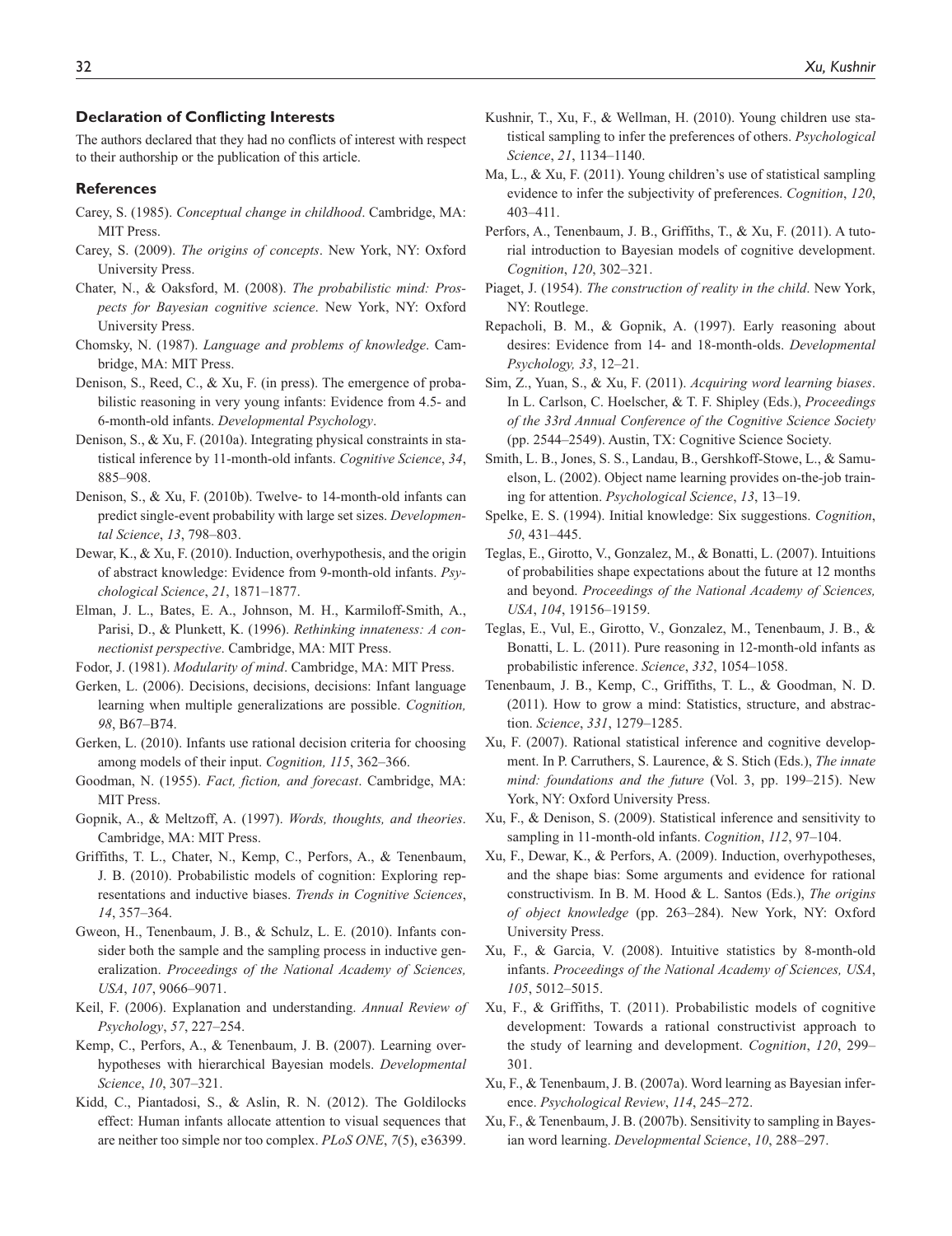## Declaration of Conflicting Interests

The authors declared that they had no conflicts of interest with respect to their authorship or the publication of this article.

## References

Carey, S. (1985). *Conceptual change in childhood*. Cambridge, MA: MIT Press.

Carey, S. (2009). *The origins of concepts*. New York, NY: Oxford University Press.

Chater, N., & Oaksford, M. (2008). *The probabilistic mind: Prospects for Bayesian cognitive science*. New York, NY: Oxford University Press.

Chomsky, N. (1987). *Language and problems of knowledge*. Cambridge, MA: MIT Press.

Denison, S., Reed, C., & Xu, F. (in press). The emergence of probabilistic reasoning in very young infants: Evidence from 4.5- and 6-month-old infants. *Developmental Psychology*.

Denison, S., & Xu, F. (2010a). Integrating physical constraints in statistical inference by 11-month-old infants. *Cognitive Science*, *34*, 885–908.

Denison, S., & Xu, F. (2010b). Twelve- to 14-month-old infants can predict single-event probability with large set sizes. *Developmental Science*, *13*, 798–803.

Dewar, K., & Xu, F. (2010). Induction, overhypothesis, and the origin of abstract knowledge: Evidence from 9-month-old infants. *Psychological Science*, *21*, 1871–1877.

Elman, J. L., Bates, E. A., Johnson, M. H., Karmiloff-Smith, A., Parisi, D., & Plunkett, K. (1996). *Rethinking innateness: A connectionist perspective*. Cambridge, MA: MIT Press.

Fodor, J. (1981). *Modularity of mind*. Cambridge, MA: MIT Press.

Gerken, L. (2006). Decisions, decisions, decisions: Infant language learning when multiple generalizations are possible. *Cognition, 98*, B67–B74.

Gerken, L. (2010). Infants use rational decision criteria for choosing among models of their input. *Cognition, 115*, 362–366.

Goodman, N. (1955). *Fact, fiction, and forecast*. Cambridge, MA: MIT Press.

Gopnik, A., & Meltzoff, A. (1997). *Words, thoughts, and theories*. Cambridge, MA: MIT Press.

Griffiths, T. L., Chater, N., Kemp, C., Perfors, A., & Tenenbaum, J. B. (2010). Probabilistic models of cognition: Exploring representations and inductive biases. *Trends in Cognitive Sciences*, *14*, 357–364.

Gweon, H., Tenenbaum, J. B., & Schulz, L. E. (2010). Infants consider both the sample and the sampling process in inductive generalization. *Proceedings of the National Academy of Sciences, USA*, *107*, 9066–9071.

Keil, F. (2006). Explanation and understanding. *Annual Review of Psychology*, *57*, 227–254.

Kemp, C., Perfors, A., & Tenenbaum, J. B. (2007). Learning overhypotheses with hierarchical Bayesian models. *Developmental Science*, *10*, 307–321.

Kidd, C., Piantadosi, S., & Aslin, R. N. (2012). The Goldilocks effect: Human infants allocate attention to visual sequences that are neither too simple nor too complex. *PLoS ONE*, *7*(5), e36399.

Kushnir, T., Xu, F., & Wellman, H. (2010). Young children use statistical sampling to infer the preferences of others. *Psychological Science*, *21*, 1134–1140.

Ma, L., & Xu, F. (2011). Young children's use of statistical sampling evidence to infer the subjectivity of preferences. *Cognition*, *120*, 403–411.

Perfors, A., Tenenbaum, J. B., Griffiths, T., & Xu, F. (2011). A tutorial introduction to Bayesian models of cognitive development. *Cognition*, *120*, 302–321.

Piaget, J. (1954). *The construction of reality in the child*. New York, NY: Routlege.

Repacholi, B. M., & Gopnik, A. (1997). Early reasoning about desires: Evidence from 14- and 18-month-olds. *Developmental Psychology, 33*, 12–21.

Sim, Z., Yuan, S., & Xu, F. (2011). *Acquiring word learning biases*. In L. Carlson, C. Hoelscher, & T. F. Shipley (Eds.), *Proceedings of the 33rd Annual Conference of the Cognitive Science Society* (pp. 2544–2549). Austin, TX: Cognitive Science Society.

Smith, L. B., Jones, S. S., Landau, B., Gershkoff-Stowe, L., & Samuelson, L. (2002). Object name learning provides on-the-job training for attention. *Psychological Science*, *13*, 13–19.

Spelke, E. S. (1994). Initial knowledge: Six suggestions. *Cognition*, *50*, 431–445.

Teglas, E., Girotto, V., Gonzalez, M., & Bonatti, L. (2007). Intuitions of probabilities shape expectations about the future at 12 months and beyond. *Proceedings of the National Academy of Sciences, USA*, *104*, 19156–19159.

Teglas, E., Vul, E., Girotto, V., Gonzalez, M., Tenenbaum, J. B., & Bonatti, L. L. (2011). Pure reasoning in 12-month-old infants as probabilistic inference. *Science*, *332*, 1054–1058.

Tenenbaum, J. B., Kemp, C., Griffiths, T. L., & Goodman, N. D. (2011). How to grow a mind: Statistics, structure, and abstraction. *Science*, *331*, 1279–1285.

Xu, F. (2007). Rational statistical inference and cognitive development. In P. Carruthers, S. Laurence, & S. Stich (Eds.), *The innate mind: foundations and the future* (Vol. 3, pp. 199–215). New York, NY: Oxford University Press.

Xu, F., & Denison, S. (2009). Statistical inference and sensitivity to sampling in 11-month-old infants. *Cognition*, *112*, 97–104.

Xu, F., Dewar, K., & Perfors, A. (2009). Induction, overhypotheses, and the shape bias: Some arguments and evidence for rational constructivism. In B. M. Hood & L. Santos (Eds.), *The origins of object knowledge* (pp. 263–284). New York, NY: Oxford University Press.

Xu, F., & Garcia, V. (2008). Intuitive statistics by 8-month-old infants. *Proceedings of the National Academy of Sciences, USA*, *105*, 5012–5015.

Xu, F., & Griffiths, T. (2011). Probabilistic models of cognitive development: Towards a rational constructivist approach to the study of learning and development. *Cognition*, *120*, 299–301.

Xu, F., & Tenenbaum, J. B. (2007a). Word learning as Bayesian inference. *Psychological Review*, *114*, 245–272.

Xu, F., & Tenenbaum, J. B. (2007b). Sensitivity to sampling in Bayesian word learning. *Developmental Science*, *10*, 288–297.